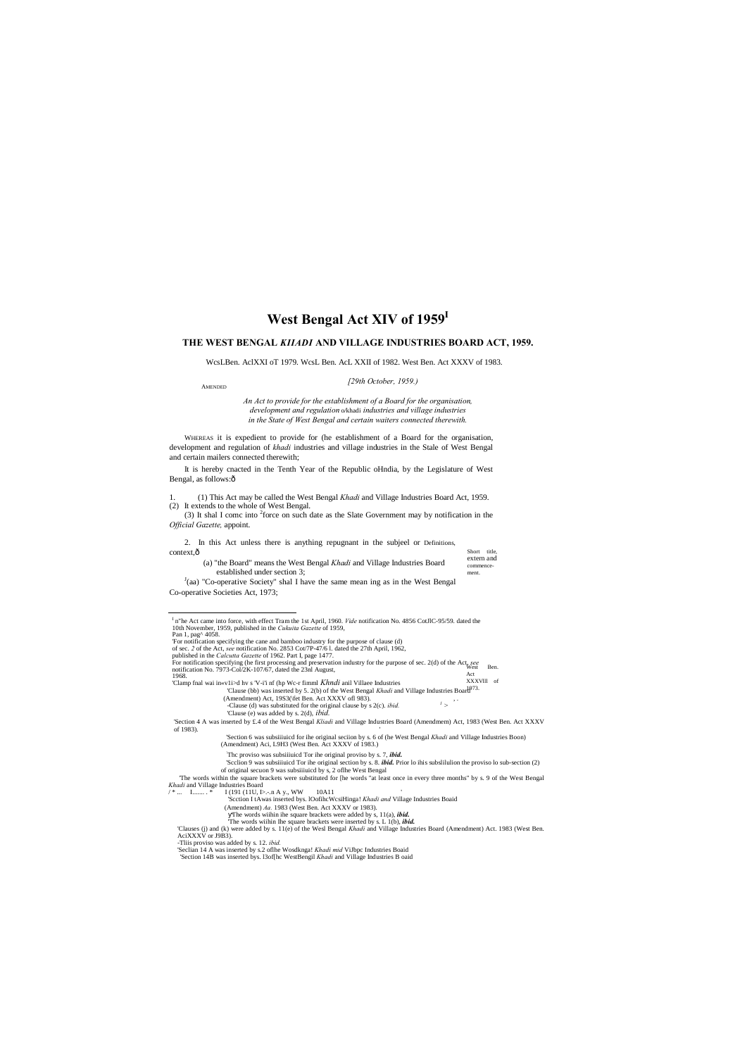# West Bengal Act XIV of 1959[1]

## THE WEST BENGAL *KHADI* AND VILLAGE INDUSTRIES BOARD ACT, 1959.

AMENDED

WcsLBen. AclXXI oT 1979. WcsL Ben. AcL XXII of 1982. West Ben. Act XXXV of 1983.

*[29th October, 1959.)*

*An Act to provide for the establishment of a Board for the organisation, development and regulation* o/khadi *industries and village industries in the State of West Bengal and certain waiters connected therewith.*

WHEREAS it is expedient to provide for (he establishment of a Board for the organisation, development and regulation of *khadi* industries and village industries in the Stale of West Bengal and certain mailers connected therewith;

It is hereby cnacted in the Tenth Year of the Republic oHndia, by the Legislature of West Bengal, as follows:ô

Short title, extern and commencement.

1. (1) This Act may be called the West Bengal *Khadi* and Village Industries Board Act, 1959.

(2) It extends to the whole of West Bengal.

(3) It shal I comc into [2]force on such date as the Slate Government may by notification in the *Official Gazette,* appoint.

Definitions,

2. In this Act unless there is anything repugnant in the subjeel or context,ô

(a) "the Board" means the West Bengal *Khadi* and Village Industries Board established under section 3;

[J](aa) "Co-operative Society" shal I have the same mean ing as in the West Bengal Co-operative Societies Act, 1973;

West Ben. Act XXXVlll of 1973.

---

[1] n"he Act came into force, with effect Tram the 1st April, 1960. *Vide* notification No. 4856 CotJlC-95/59. dated the 10th November, 1959, published in the *Cukuita Gazette* of 1959, Pan 1, pag^ 4058.

'For notification specifying the cane and bamboo industry for the purpose of clause (d) of sec. *2* of the Act, *see* notification No. 2853 Cot/7P-47/6 l. dated the 27th April, 1962, published in the *Calcutta Gazette* of 1962. Part I, page 1477.

For notification specifying (he first processing and preservation industry for the purpose of sec. 2(d) of the Act, *see* notification No. 7973-Col/2K-107/67, dated the 23nl August, 1968.

'Clamp fnal wai in«v1i>d hv s 'V-i'i nf (hp Wc-r fimml *Khndi* anil Villaee Industries

'Clause (bb) was inserted by 5. 2(b) of the West Bengal *Khadi* and Village Industries Board (Amendment) Act, 19S3(\fet Ben. Act XXXV ofl 983).

-Clause (d) was substituted for the original clause by s 2(c). *ibid.*

'Clause (e) was added by s. 2(d), *ibid.*

'Section 4 A was inserted by £.4 of the West Bengal *Kliadi* and Village Industries Board (Amendmem) Act, 1983 (West Ben. Act XXXV of 1983).

'Section 6 was subsiiiuicd for ihe original seciion by s. 6 of (he West Bengal *Khadi* and Village Industries Boon) (Amendment) Aci, L9H3 (West Ben. Act XXXV of 1983.)

Thc proviso was subsiiiuicd Tor ihe original proviso by s. 7, ***ibid.***

'Scclion 9 was subsiiiuicd Tor ihe original section by s. 8. ***ibid.*** Prior lo ihis subslilulion the proviso lo sub-section (2) of original secuon 9 was subsiiiuicd by s, 2 oflhe West Bengal

'The words within the square brackets were substituted for [he words "at least once in every three months" by s. 9 of the West Bengal *Khadi* and Village Industries Board

/ * ... I....... . * I (191 (11U, I>.-.n A y., WW 10A11

'Scction I tAwas inserted bys. lOofihcWcsiHinga! *Khadi and* Village Industries Boaid (Amendment) *Aa.* 1983 (West Ben. Act XXXV or 1983).

ÿThe words wiihin ihe square brackets were added by s, 11(a), ***ibid.***

'The words wiihin Ihe square brackets were inserted by s. L 1(b), ***ibid.***

'Clauses (j) and (k) were added by s. 11(e) of the Wesl Bengal *Khadi* and Village Industries Board (Amendment) Act. 1983 (West Ben. AciXXXV or J9B3).

-Tliis proviso was added by s. 12. *ibid.*

'Seclian 14 A was inserted by s.2 oflhe Wosdknga! *Khadi mid* ViJbpc Industries Boaid

'Section 14B was inserted bys. l3of[hc WestBengil *Khadi* and Village Industries B oaid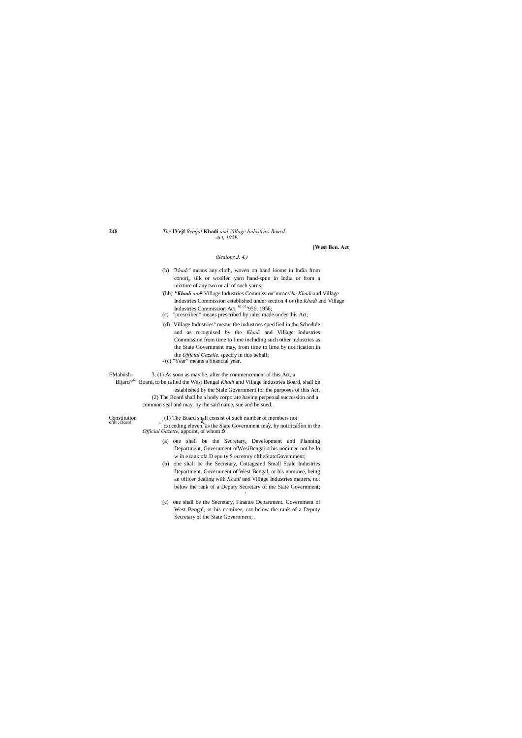*(Seaions J, 4.)*

(b) *"khadi"* means any cloih, woven on hand looms in India from conori$_p$ silk or woollen yarn hand-spun in India or from a mixture of any two or all of such yarns;

'(hb) ***"Khadi** an&* Village Industries Commission"means\*hc Khadi* and Village Industries Commission established under section 4 or (he *Khadi* and Village Industries Commission Act, [61 of '956.] 1956;

(c) "prescribed" means prescribed by rules made under this Act;

'(d) "Village Industries" means the industries specified in the Schedule and as rccognised by the *Khadi* and Village Industries Commission from time to lime including such other industries as the State Government may, from time to lime by notification in the *Official Gazelle,* specify in this behalf;

-'(c) "Year" means a financial year.

EMabiish- Bijard^[abC] Board,

3. (1) As soon as may be, after the commencement of this Act, a Board, to be called the West Bengal *Khadi* and Village Industries Board, shall be established by the Stale Government for the purposes of this Act.

(2) The Board shall be a body corporate having perpetual succcssion and a common seal and may, by the said name, sue and be sued.

Constitution ofihi; Board.

(1) The Board shall consist of such number of members not cxccedtng eleven, as the Slate Government may, by notification in the *Official Gazette,* appoint, of whom:ô

(a) one shall be the Secretary, Development and Planning Department, Government ofWesiBengal.orhis nominee not be lo w ih e rank ofa D epu ty S ecretnry oftheStatcGovemment;

(b) one shall be ihe Secretary, Cottageand Small Scale Industries Department, Government of West Bengal, or his nominee, being an officer dealing wilh *Khadi* and Village Industries matters, not below the rank of a Deputy Secretary of the State Government;

(c) one shall be the Secretary, Finance Department, Government of West Bengal, or his nominee, not below the rank of a Deputy Secretary of the State Government; .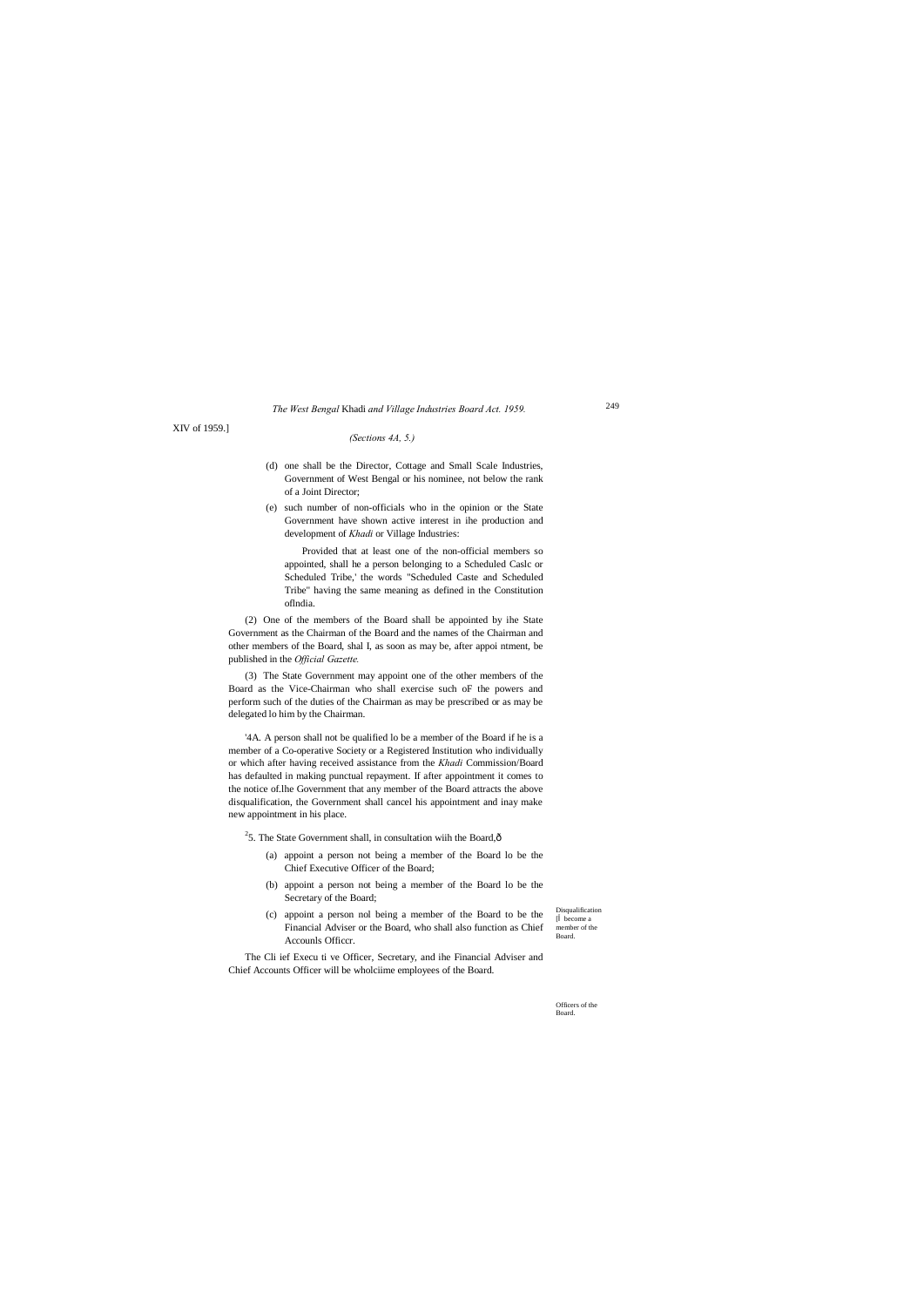(Sections 4A, 5.)

(d) one shall be the Director, Cottage and Small Scale Industries, Government of West Bengal or his nominee, not below the rank of a Joint Director;

(e) such number of non-officials who in the opinion or the State Government have shown active interest in ihe production and development of *Khadi* or Village Industries:

Provided that at least one of the non-official members so appointed, shall he a person belonging to a Scheduled Caslc or Scheduled Tribe,' the words "Scheduled Caste and Scheduled Tribe" having the same meaning as defined in the Constitution oflndia.

(2) One of the members of the Board shall be appointed by ihe State Government as the Chairman of the Board and the names of the Chairman and other members of the Board, shal I, as soon as may be, after appoi ntment, be published in the *Official Gazette.*

(3) The State Government may appoint one of the other members of the Board as the Vice-Chairman who shall exercise such oF the powers and perform such of the duties of the Chairman as may be prescribed or as may be delegated lo him by the Chairman.

Disqualification [l become a member of the Board.

'4A. A person shall not be qualified lo be a member of the Board if he is a member of a Co-operative Society or a Registered Institution who individually or which after having received assistance from the *Khadi* Commission/Board has defaulted in making punctual repayment. If after appointment it comes to the notice of.lhe Government that any member of the Board attracts the above disqualification, the Government shall cancel his appointment and inay make new appointment in his place.

Officers of the Board.

[2]5. The State Government shall, in consultation wiih the Board,—

(a) appoint a person not being a member of the Board lo be the Chief Executive Officer of the Board;

(b) appoint a person not being a member of the Board lo be the Secretary of the Board;

(c) appoint a person nol being a member of the Board to be the Financial Adviser or the Board, who shall also function as Chief Accounls Officcr.

The Cli ief Execu ti ve Officer, Secretary, and ihe Financial Adviser and Chief Accounts Officer will be wholciime employees of the Board.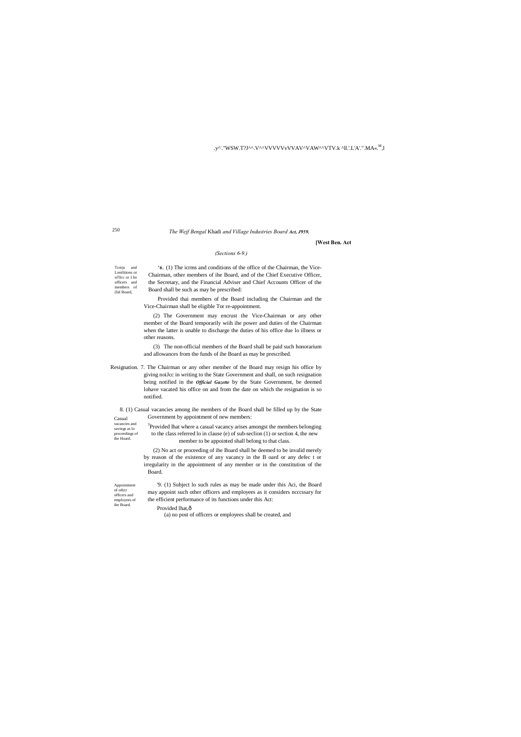.y^·."WSW.T?J^^.V^^VVVVVvVVAV^VAW^^VTV.k ^ll.'.L'A'.".MA«.M,l

[West Ben. Act

(Sections 6-9.)

Tcrnjs and Lontliiions or ol'llcc or l ho officers and members of (lid Board,

'6. (1) The icrms and conditions of the office of the Chairman, the Vice-Chairman, other members of ihe Board, and of the Chief Executive Officer, the Secretary, and the Financial Adviser and Chief Accounts Officer of the Board shall be such as may be prescribed:

Provided thai members of the Board including the Chairman and the Vice-Chairman shall be eligible Tor re-appointment.

(2) The Government may encrust the Vice-Chairman or any other member of the Board temporarily wiih ihe power and duties of the Chairman when the latter is unable to discharge the duties of his office due lo illness or other reasons.

(3) The non-official members of the Board shall be paid such honorarium and allowances from the funds of ihe Board as may be prescribed.

Resignation. 7. The Chairman or any other member of the Board may resign his office by giving noiJcc in writing to the State Government and shall, on such resignation being notified in the ***Official Gazette*** by the State Government, be deemed lohave vacated his office on and from the date on which the resignation is so notified.

Casual vacancies and savings as lo proceedings of ihe Hoard.

8. (1) Casual vacancies among ihe members of the Board shall be filled up by the State Government by appointment of new members:

[3]Provided lhat where a casual vacancy arises amongst the members belonging to the class referred lo in clause (e) of sub-seclion (1) or section 4, the new member to be appointed shall belong to that class.

(2) No act or proceeding of ihe Board shall be deemed to be invalid merely by reason of the existence of any vacancy in the B oard or any defec t or irregularity in the appointment of any member or in the constitution of the Board.

Appointment of othi:r officers and employees of ihe Board.

'9. (1) Subject lo such rules as may be made under this Aci, the Board may appoint such other officers and employees as it considers ncccssary for the efficient performance of its functions under this Act:

Provided lhat,ð

(a) no post of officers or employees shall be created, and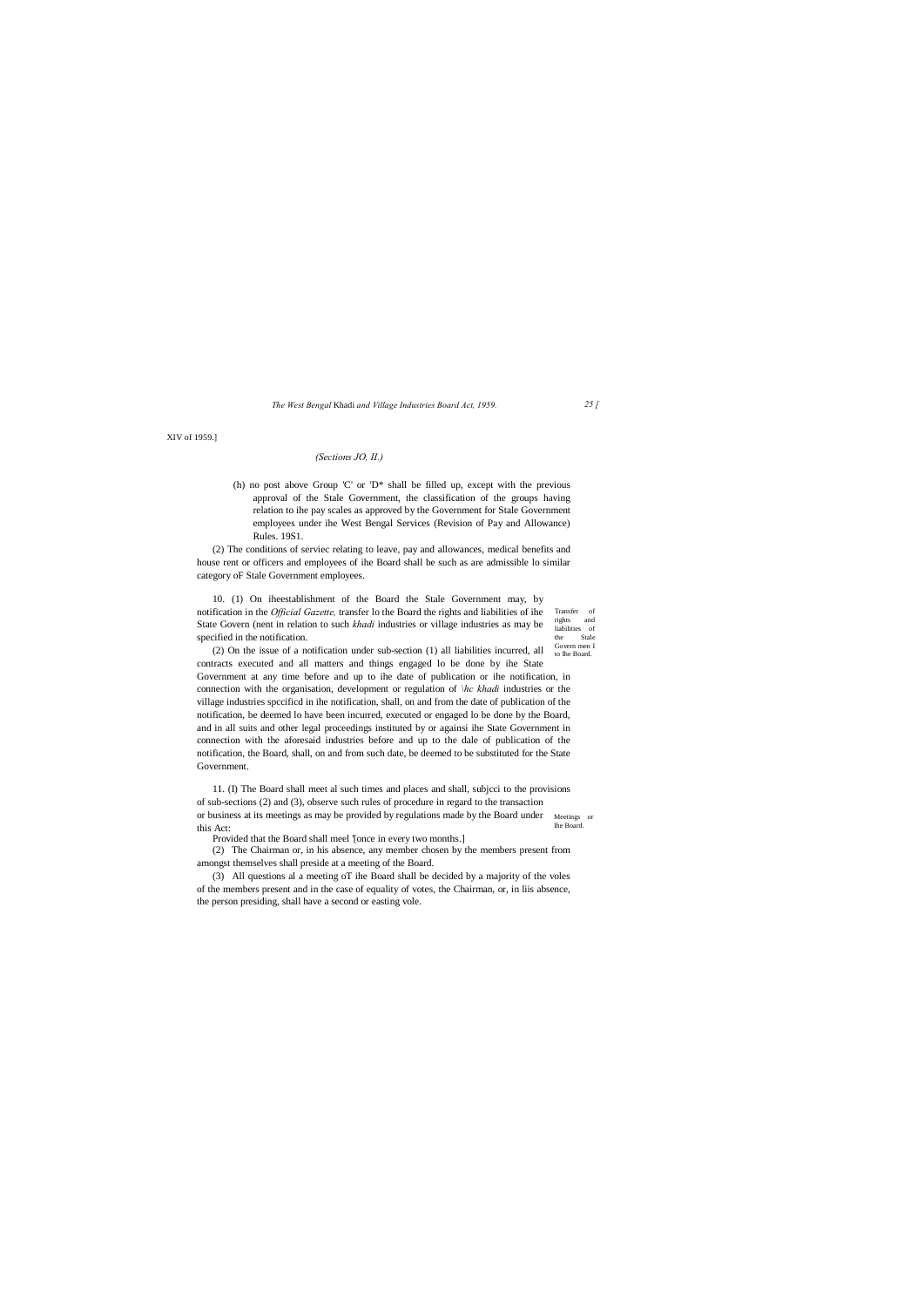XIV of 1959.]

*(Sections JO, II.)*

(h) no post above Group 'C' or 'D* shall be filled up, except with the previous approval of the Stale Government, the classification of the groups having relation to ihe pay scales as approved by the Government for Stale Government employees under ihe West Bengal Services (Revision of Pay and Allowance) Rules. 19S1.

(2) The conditions of serviec relating to leave, pay and allowances, medical benefits and house rent or officers and employees of ihe Board shall be such as are admissible lo similar category oF Stale Government employees.

Transfer of rights and liabilities of the Stale Govern men I to lhe Board.

10. (1) On iheestablishment of the Board the Stale Government may, by notification in the *Official Gazette,* transfer lo the Board the rights and liabilities of ihe State Govern (nent in relation to such *khadi* industries or village industries as may be specified in the notification.

(2) On the issue of a notification under sub-section (1) all liabilities incurred, all contracts executed and all matters and things engaged lo be done by ihe State Government at any time before and up to ihe date of publication or ihe notification, in connection with the organisation, development or regulation of *\hc khadi* industries or the village industries spccificd in ihe notification, shall, on and from the date of publication of the notification, be deemed lo have been incurred, executed or engaged lo be done by the Board, and in all suits and other legal proceedings instituted by or againsi ihe State Government in connection with the aforesaid industries before and up to the dale of publication of the notification, the Board, shall, on and from such date, be deemed to be substituted for the State Government.

Meetings or lhe Board.

11. (I) The Board shall meet al such times and places and shall, subjcci to the provisions of sub-sections (2) and (3), observe such rules of procedure in regard to the transaction or business at its meetings as may be provided by regulations made by the Board under this Act:

Provided that the Board shall meel '[once in every two months.]

(2) The Chairman or, in his absence, any member chosen by the members present from amongst themselves shall preside at a meeting of the Board.

(3) All questions al a meeting oT ihe Board shall be decided by a majority of the voles of the members present and in the case of equality of votes, the Chairman, or, in liis absence, the person presiding, shall have a second or easting vole.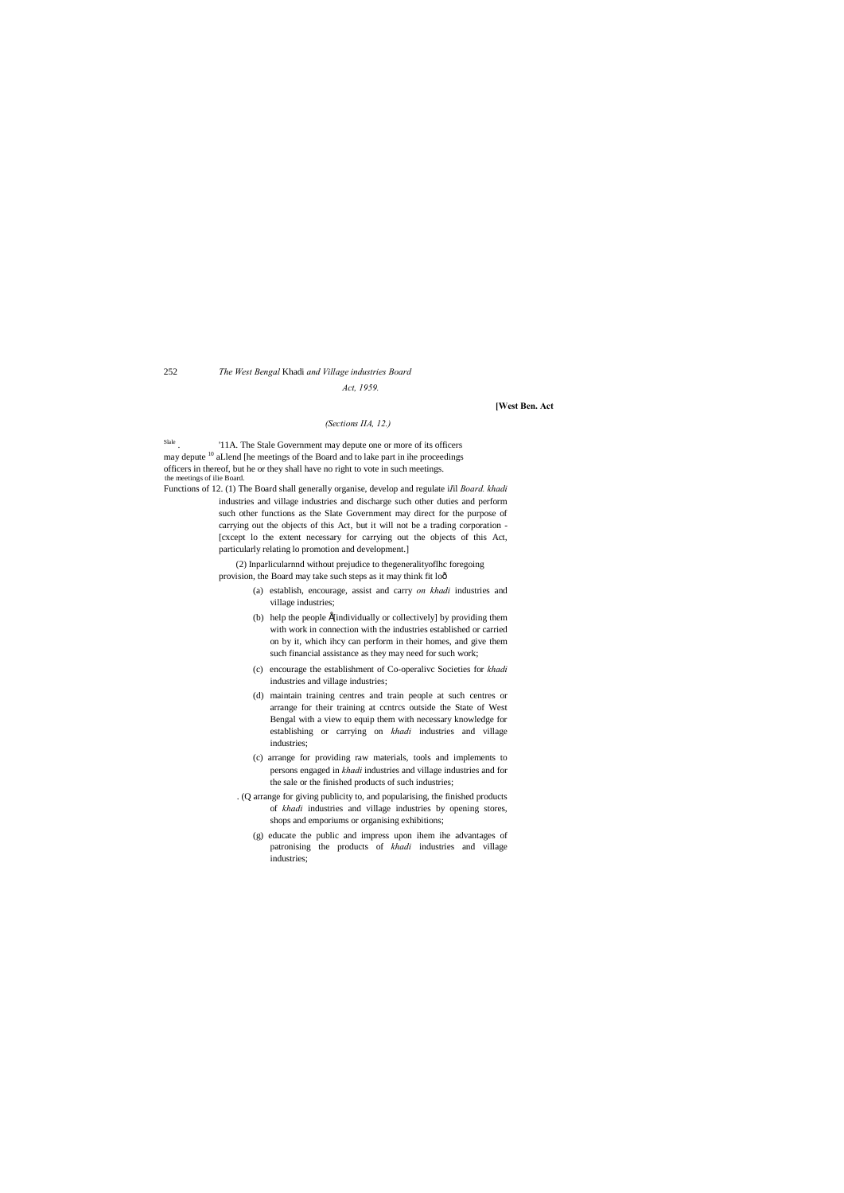*(Sections IIA, 12.)*

State may depute officers in the meetings of the Board.

[10]11A. The Stale Government may depute one or more of its officers to aLlend [he meetings of the Board and to lake part in ihe proceedings thereof, but he or they shall have no right to vote in such meetings.

Functions of Board.

12. (1) The Board shall generally organise, develop and regulate i/ll *khadi* industries and village industries and discharge such other duties and perform such other functions as the Slate Government may direct for the purpose of carrying out the objects of this Act, but it will not be a trading corporation - [cxcept lo the extent necessary for carrying out the objects of this Act, particularly relating lo promotion and development.]

(2) Inparticularnnd without prejudice to thegeneralityoflhc foregoing provision, the Board may take such steps as it may think fit loð

(a) establish, encourage, assist and carry *on khadi* industries and village industries;

(b) help the people Å[individually or collectively] by providing them with work in connection with the industries established or carried on by it, which ihcy can perform in their homes, and give them such financial assistance as they may need for such work;

(c) encourage the establishment of Co-operalivc Societies for *khadi* industries and village industries;

(d) maintain training centres and train people at such centres or arrange for their training at ccntrcs outside the State of West Bengal with a view to equip them with necessary knowledge for establishing or carrying on *khadi* industries and village industries;

(c) arrange for providing raw materials, tools and implements to persons engaged in *khadi* industries and village industries and for the sale or the finished products of such industries;

(Q arrange for giving publicity to, and popularising, the finished products of *khadi* industries and village industries by opening stores, shops and emporiums or organising exhibitions;

(g) educate the public and impress upon ihem ihe advantages of patronising the products of *khadi* industries and village industries;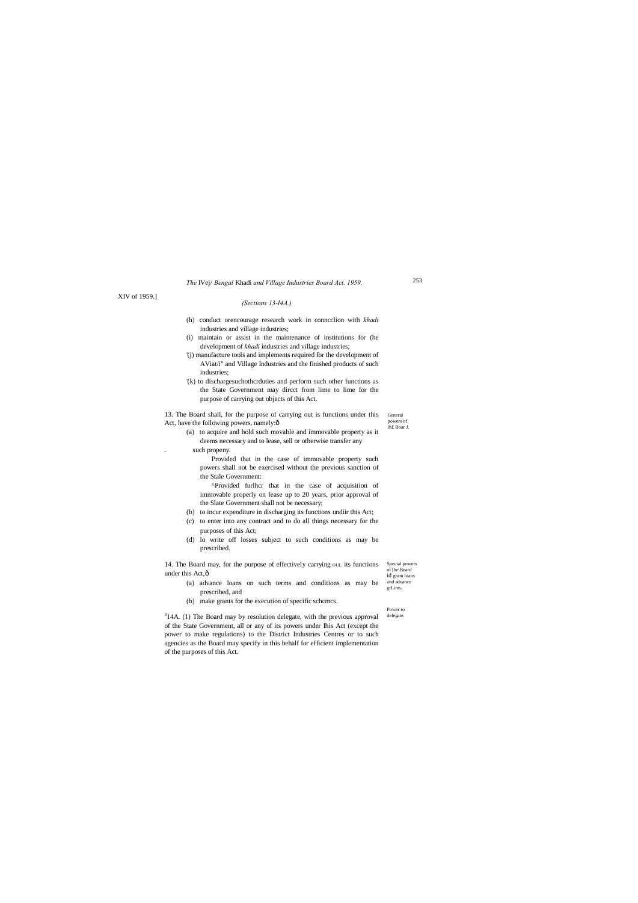(Sections 13-14A.)

(h) conduct orencourage research work in conncclion with *khadi* industries and village industries;

(i) maintain or assist in the maintenance of institutions for (he development of *khadi* industries and village industries;

'(j) manufacture tools and implements required for the development of AViat/i" and Village Industries and the finished products of such industries;

'(k) to dischargesuchothcrduties and perform such other functions as the State Government may dircct from lime to lime for the purpose of carrying out objects of this Act.

General powers of lh£ Boar J.

13. The Board shall, for the purpose of carrying out is functions under this Act, have the following powers, namely:ô

(a) to acquire and hold such movable and immovable property as it deems necessary and to lease, sell or otherwise transfer any such propeny.

Provided that in the case of immovable property such powers shall not be exercised without the previous sanction of the Stale Government:

^Provided furlhcr that in the case of acquisition of immovable properly on lease up to 20 years, prior approval of the Slate Government shall not be necessary;

(b) to incur expenditure in discharging its functions undiir this Act;

(c) to enter into any contract and to do all things necessary for the purposes of this Act;

(d) lo write off losses subject to such conditions as may be prescribed.

Special powers of [he Beard id gram loans and advance grl.ims.

14. The Board may, for the purpose of effectively carrying OUL its functions under this Act,ô

(a) advance loans on such terms and conditions as may be prescribed, and

(b) make grants for the execution of specific schcmcs.

Power ro delegate.

[3]14A. (1) The Board may by resolution delegate, with the previous approval of the State Government, all or any of its powers under Ihis Act (except the power to make regulations) to the District Industries Centres or to such agencies as the Board may specify in this behalf for efficient implementation of the purposes of this Act.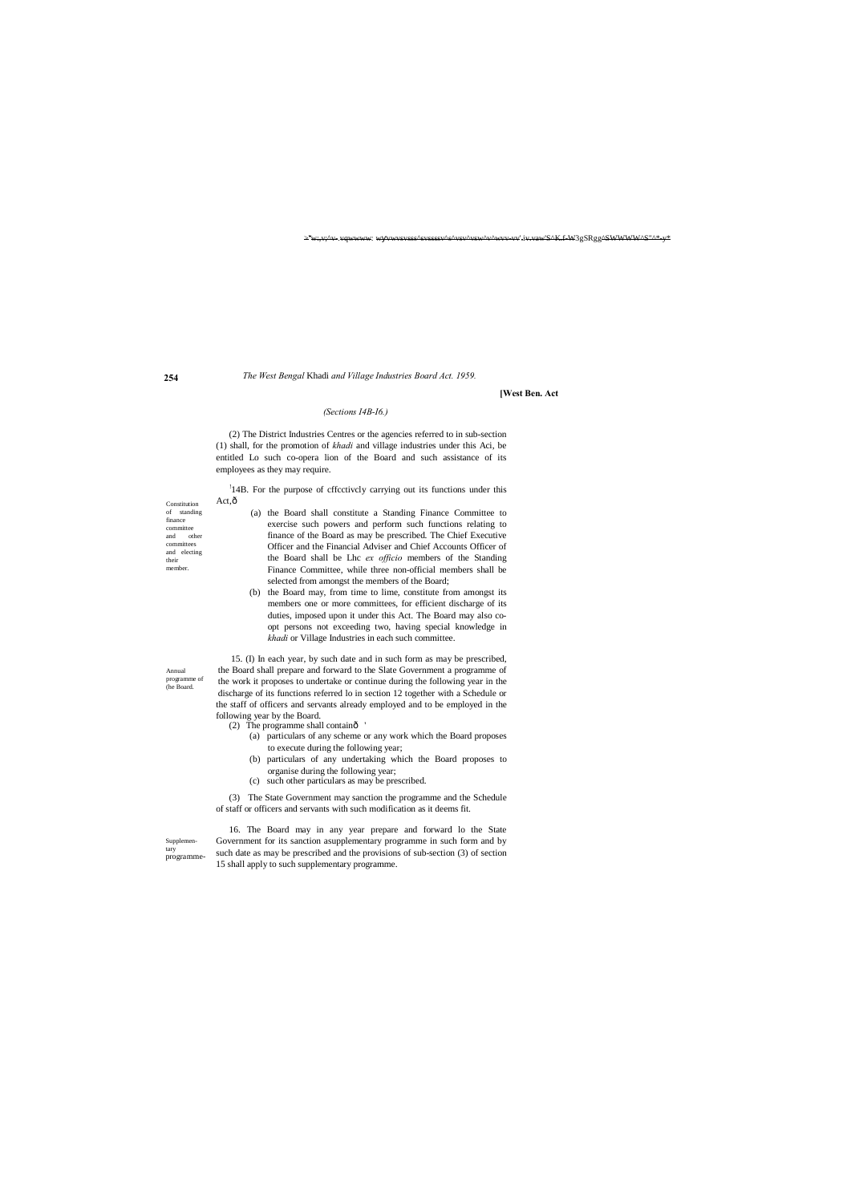*(Sections I4B-I6.)*

(2) The District Industries Centres or the agencies referred to in sub-section (1) shall, for the promotion of *khadi* and village industries under this Aci, be entitled Lo such co-opera lion of the Board and such assistance of its employees as they may require.

Constitution of standing finance committee and other committees and electing their member.

[1]14B. For the purpose of cffcctivcly carrying out its functions under this Act,—

(a) the Board shall constitute a Standing Finance Committee to exercise such powers and perform such functions relating to finance of the Board as may be prescribed. The Chief Executive Officer and the Financial Adviser and Chief Accounts Officer of the Board shall be Lhc *ex officio* members of the Standing Finance Committee, while three non-official members shall be selected from amongst the members of the Board;

(b) the Board may, from time to lime, constitute from amongst its members one or more committees, for efficient discharge of its duties, imposed upon it under this Act. The Board may also co-opt persons not exceeding two, having special knowledge in *khadi* or Village Industries in each such committee.

Annual programme of (he Board.

15. (I) In each year, by such date and in such form as may be prescribed, the Board shall prepare and forward to the Slate Government a programme of the work it proposes to undertake or continue during the following year in the discharge of its functions referred lo in section 12 together with a Schedule or the staff of officers and servants already employed and to be employed in the following year by the Board.

(2) The programme shall contain—

(a) particulars of any scheme or any work which the Board proposes to execute during the following year;

(b) particulars of any undertaking which the Board proposes to organise during the following year;

(c) such other particulars as may be prescribed.

(3) The State Government may sanction the programme and the Schedule of staff or officers and servants with such modification as it deems fit.

Supplementary programme-

16. The Board may in any year prepare and forward lo the State Government for its sanction asupplementary programme in such form and by such date as may be prescribed and the provisions of sub-section (3) of section 15 shall apply to such supplementary programme.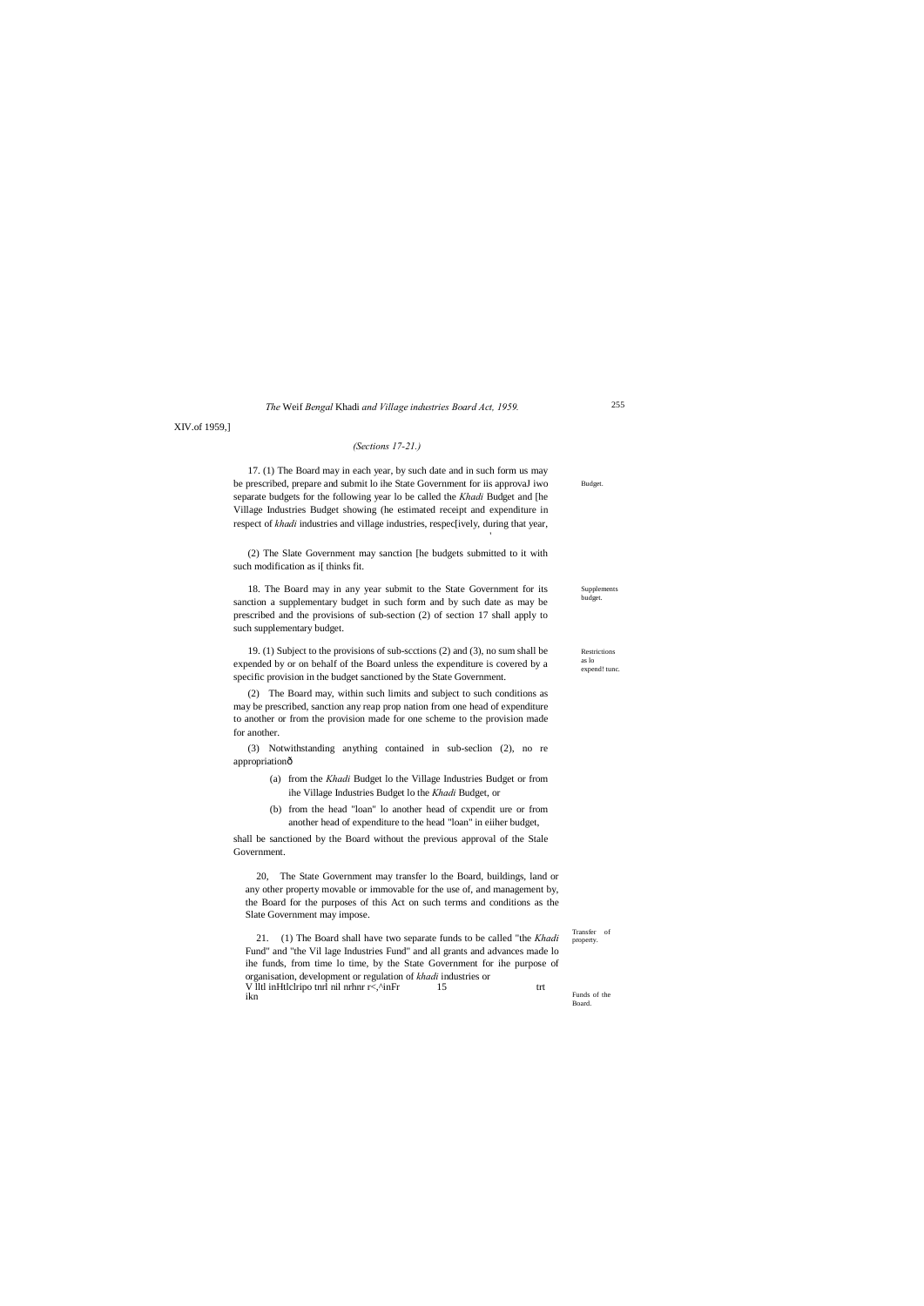XIV.of 1959,]

*(Sections 17-21.)*

17. (1) The Board may in each year, by such date and in such form us may be prescribed, prepare and submit lo ihe State Government for iis approvaJ iwo separate budgets for the following year lo be called the *Khadi* Budget and [he Village Industries Budget showing (he estimated receipt and expenditure in respect of *khadi* industries and village industries, respec[ively, during that year,

Budget.

(2) The Slate Government may sanction [he budgets submitted to it with such modification as i[ thinks fit.

Supplements budget.

18. The Board may in any year submit to the State Government for its sanction a supplementary budget in such form and by such date as may be prescribed and the provisions of sub-section (2) of section 17 shall apply to such supplementary budget.

Restrictions as lo expend! tunc.

19. (1) Subject to the provisions of sub-scctions (2) and (3), no sum shall be expended by or on behalf of the Board unless the expenditure is covered by a specific provision in the budget sanctioned by the State Government.

(2) The Board may, within such limits and subject to such conditions as may be prescribed, sanction any reap prop nation from one head of expenditure to another or from the provision made for one scheme to the provision made for another.

(3) Notwithstanding anything contained in sub-seclion (2), no re appropriation—

(a) from the *Khadi* Budget lo the Village Industries Budget or from ihe Village Industries Budget lo the *Khadi* Budget, or

(b) from the head "loan" lo another head of cxpendit ure or from another head of expenditure to the head "loan" in eiiher budget,

shall be sanctioned by the Board without the previous approval of the Stale Government.

Transfer of property.

20, The State Government may transfer lo the Board, buildings, land or any other property movable or immovable for the use of, and management by, the Board for the purposes of this Act on such terms and conditions as the Slate Government may impose.

Funds of the Board.

21. (1) The Board shall have two separate funds to be called "the *Khadi* Fund" and "the Vil lage Industries Fund" and all grants and advances made lo ihe funds, from time lo time, by the State Government for ihe purpose of organisation, development or regulation of *khadi* industries or V lltl inHtlclripo tnrl nil nrhnr r<,^inFr 15 trt ikn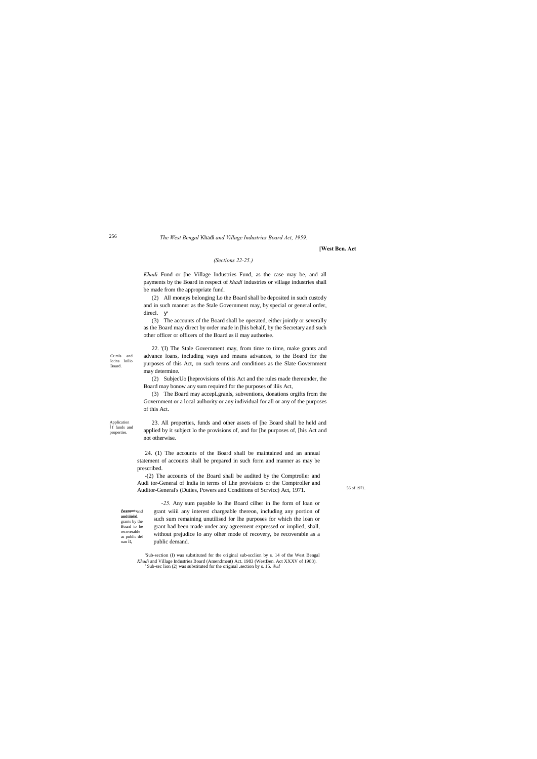*(Sections 22-25.)*

*Khadi* Fund or [he Village Industries Fund, as the case may be, and all payments by the Board in respect of *khadi* industries or village industries shall be made from the appropriate fund.

(2) All moneys belonging Lo the Board shall be deposited in such custody and in such manner as the Stale Government may, by special or general order, direcl.

(3) The accounts of the Board shall be operated, either jointly or severally as the Board may direct by order made in [his behalf, by the Secretary and such other officer or officers of the Board as il may authorise.

Cr.mls and lo:ins loilio Board.

22. '(I) The Stale Government may, from time to time, make grants and advance loans, including ways and means advances, to the Board for the purposes of this Act, on such terms and conditions as the Slate Government may determine.

(2) SubjecUo [heprovisions of this Act and the rules made thereunder, the Board may bonow any sum required for the purposes of iliis Act,

(3) The Board may accepLgranls, subventions, donations orgifts from the Government or a local aulhority or any individual for all or any of the purposes of this Act.

Application I f funds and properties.

23. All properties, funds and other assets of [he Board shall be held and applied by it subject lo the provisions of, and for [he purposes of, [his Act and not otherwise.

24. (1) The accounts of the Board shall be maintained and an annual statement of accounts shall be prepared in such form and manner as may be prescribed.

-(2) The accounts of the Board shall be audited by the Comptroller and Audi tor-General of India in terms of Lhe provisions or the Comptroller and Auditor-General's (Duties, Powers and Conditions of Scrvicc) Act, 1971. 56 of 1971.

Loans and unutilised grants by the Board to be recoverable as public demand.

-*25.* Any sum payable lo lhe Board cilher in lhe form of loan or grant wiiii any interest chargeable thereon, including any portion of such sum remaining unutilised for lhe purposes for which the loan or grant had been made under any agreement expressed or implied, shall, without prejudice lo any olher mode of recovery, be recoverable as a public demand.

'Sub-section (I) was substituted for the original sub-scclion by s. 14 of the West Bengal *Khadi* and Village Industries Board (Amendment) Act. 1983 (WestBen. Act XXXV of 1983).
Sub-sec lion (2) was substituted for the original .section by s. 15. *ibid*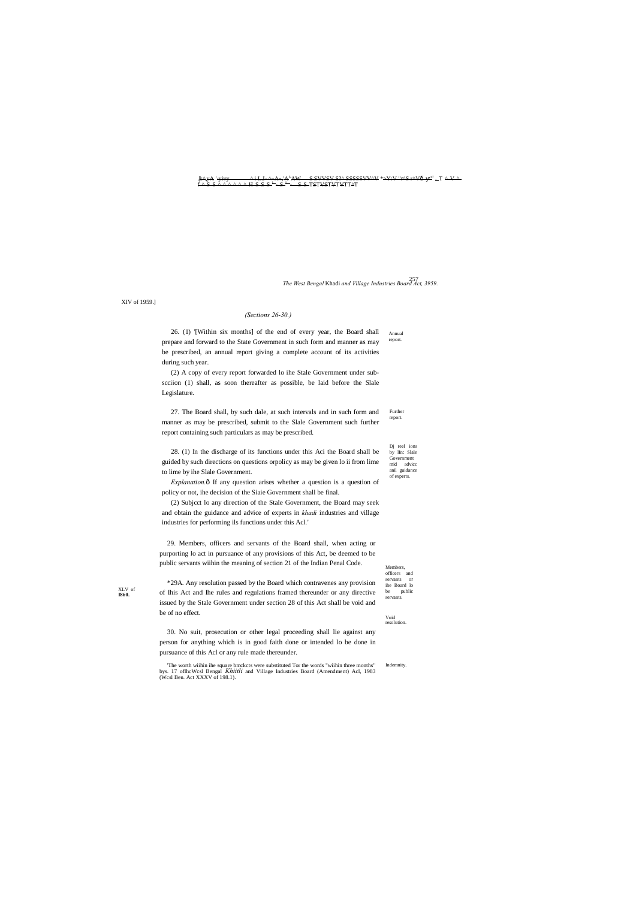XIV of 1959.]

*(Sections 26-30.)*

Annual report.

26. (1) '[Within six months] of the end of every year, the Board shall prepare and forward to the State Government in such form and manner as may be prescribed, an annual report giving a complete account of its activities during such year.

(2) A copy of every report forwarded lo ihe Stale Government under sub-scciion (1) shall, as soon thereafter as possible, be laid before the Slale Legislature.

Further report.

27. The Board shall, by such dale, at such intervals and in such form and manner as may be prescribed, submit to the Slale Government such further report containing such particulars as may be prescribed.

Dj reel ions by lln: Slale Government mid advicc anil guidance of experts.

28. (1) In the discharge of its functions under this Aci the Board shall be guided by such directions on questions orpolicy as may be given lo ii from lime to lime by ihe Slale Government.

*Explanation.*ô If any question arises whether a question is a question of policy or not, ihe decision of the Siaie Government shall be final.

(2) Subjcct lo any direction of the Stale Government, the Board may seek and obtain the guidance and advice of experts in *khadi* industries and village industries for performing ils functions under this Acl.'

Members, officers and servants or ihe Board lo be public servants.

29. Members, officers and servants of the Board shall, when acting or purporting lo act in pursuance of any provisions of this Act, be deemed to be public servants wiihin the meaning of section 21 of the Indian Penal Code.

XLV of **I860.**

Void resolution.

*29A. Any resolution passed by the Board which contravenes any provision of Ihis Act and Ihe rules and regulations framed thereunder or any directive issued by the Stale Government under section 28 of this Act shall be void and be of no effect.

Indemnity.

30. No suit, prosecution or other legal proceeding shall lie against any person for anything which is in good faith done or intended lo be done in pursuance of this Acl or any rule made thereunder.

'The worth wiihin ihe square bmckcts were substituted Tor the words "wiihin three months" bys. 17 oflhcWcsl Bengal *Khiitli* and Village Industries Board (Amendment) Acl, 1983 (Wcsl Ben. Act XXXV of 198.1).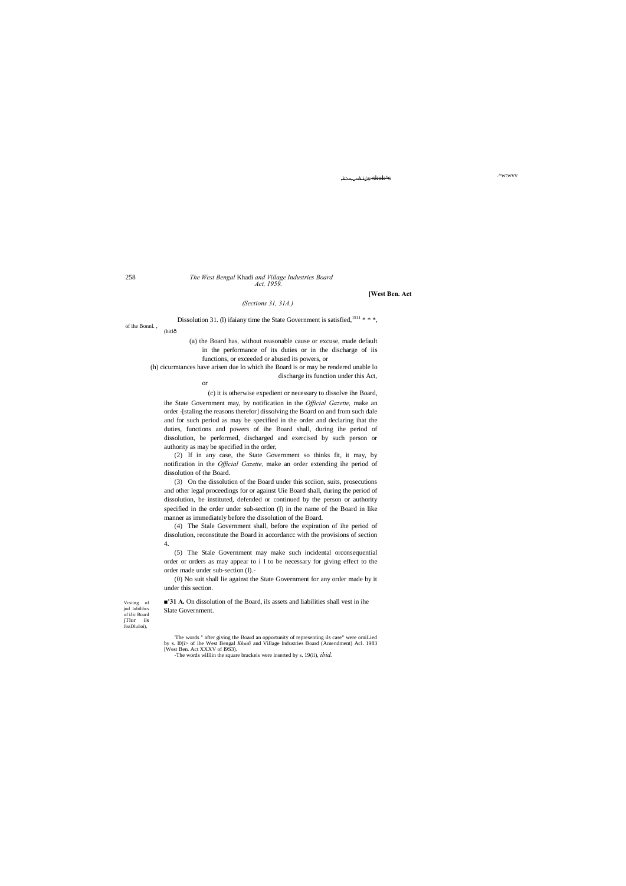*(Sections 31, 31A.)*

Dissolution of ihe Bonnl. , (hitlō

31. (l) ifaiany time the State Government is satisfied,[1] * * *,

(a) the Board has, without reasonable cause or excuse, made default in the performance of its duties or in the discharge of iis functions, or exceeded or abused its powers, or

(h) cicurmtances have arisen due lo which ihe Board is or may be rendered unable lo discharge its function under this Act,

or

(c) it is otherwise expedient or necessary to dissolve ihe Board,

ihe State Government may, by notification in the *Official Gazette,* make an order -[staling the reasons therefor] dissolving the Board on and from such dale and for such period as may be specified in the order and declaring ihat the duties, functions and powers of ihe Board shall, during ihe period of dissolution, be performed, discharged and exercised by such person or authority as may be specified in the order,

(2) If in any case, the State Government so thinks fit, it may, by notification in the *Official Gazette,* make an order extending ihe period of dissolution of the Board.

(3) On the dissolution of the Board under this scciion, suits, prosecutions and other legal proceedings for or against Uie Board shall, during the period of dissolution, be instituted, defended or continued by the person or authority specified in the order under sub-section (I) in the name of the Board in like manner as immediately before the dissolution of the Board.

(4) The Stale Government shall, before the expiration of ihe period of dissolution, reconstitute the Board in accordancc with the provisions of section 4.

(5) The Stale Government may make such incidental orconsequential order or orders as may appear to i I to be necessary for giving effect to the order made under sub-section (I).-

(0) No suit shall lie against the State Government for any order made by it under this section.

Vcsiing of jnd lubilihcs of iJic Board jTlur ils JissDluiioi),

■'31 A. On dissolution of the Board, ils assets and liabilities shall vest in ihe Slate Government.

'The words " after giving the Board an opportunity of representing ils case" were omiLied by s. I0(i> of ihe West Bengal *Khadi* and Village Industries Board (Amendment) Acl. 1983 [West Ben. Act XXXV of I9S3).

-The words williin the square brackels were inserted by s. 19(ii), *ibid.*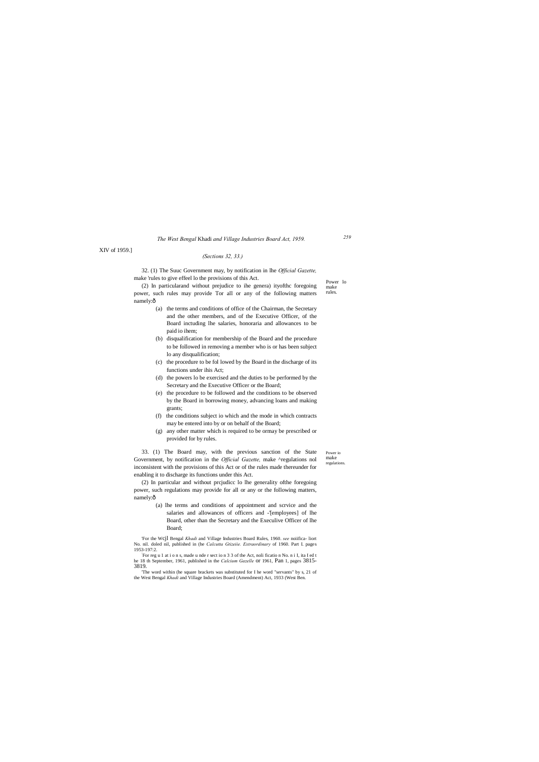XIV of 1959.]

*(Sections 32, 33.)*

Power lo make rules.

32. (1) The Suuc Government may, by notification in lhe *Official Gazette,* make 'rules to give effeel lo the provisions of this Act.

(2) In particularand without prejudice to ihe genera) ityofthc foregoing power, such rules may provide Tor all or any of the following matters namely:ð

(a) the terms and conditions of office of the Chairman, the Secretary and the other members, and of the Executive Officer, of the Board inctuding lhe salaries, honoraria and allowances to be paid io ihem;

(b) disqualification for membership of the Board and the procedure to be followed in removing a member who is or has been subject lo any disqualification;

(c) the procedure to be fol lowed by the Board in the discharge of its functions under ihis Act;

(d) the powers lo be exercised and the duties to be performed by the Secretary and the Executive Officer or the Board;

(e) the procedure to be followed and the conditions to be observed by the Board in borrowing money, advancing loans and making grants;

(f) the conditions subject io which and the mode in which contracts may be entered into by or on behalf of the Board;

(g) any other matter which is required to be ormay be prescribed or provided for by rules.

Power io make regulations.

33. (1) The Board may, with the previous sanction of the State Government, by notification in the *Official Gazette,* make ^regulations nol inconsistent with the provisions of this Act or of the rules made thereunder for enabling it to discharge its functions under this Act.

(2) In particular and without prcjudicc lo lhe generality ofthe foregoing power, such regulations may provide for all or any or the following matters, namely:ð

(a) lhe terms and conditions of appointment and scrvice and the salaries and allowances of officers and -'[employees] of lhe Board, other than the Secretary and the Execulive Officer of lhe Board;

'For the Wcjl Bengal *Khadi* and Village Industries Board Rules, 1960. *see* noiifica- liort No. nil. doled nil, published in (he *Calcutta Gtizeiie. Extraordinary* of 1960. Part I. pages 1953-197:2.

For reg u 1 at i o n s, made u nde r sect io n 3 3 of the Act, noli ficatio n No. n i I, ita I ed t he 18 th September, 1961, published in the *Calcium Gazelle* or 1961, Pan 1, pages 3815-3819.

'The word within (he square brackets was substituted for I he word "servants" by s, 21 of the West Bengal *Khadi* and Village Industries Board (Amendment) Act, 1933 (West Ben.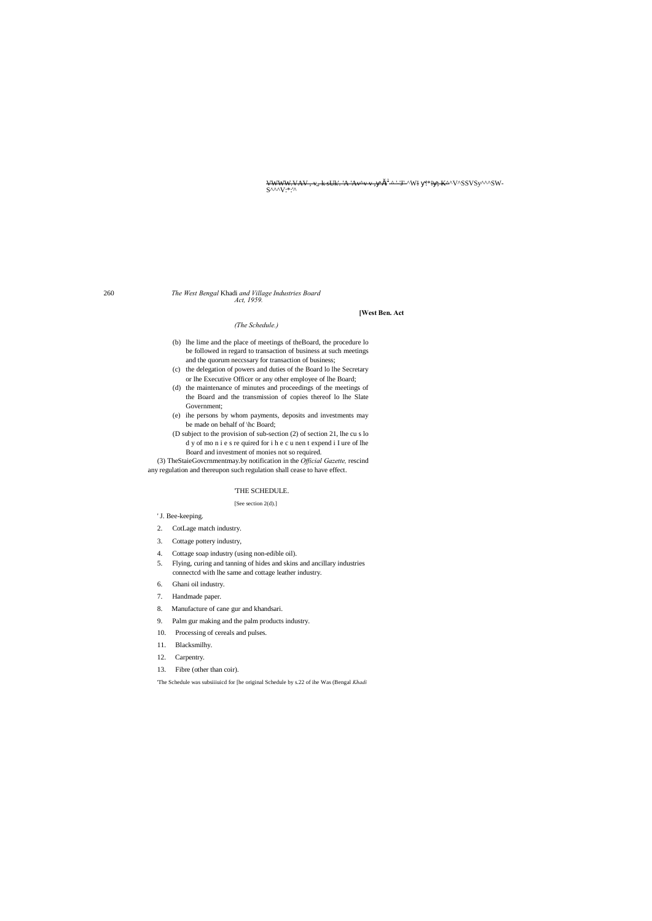VWWW.VAV , v,. k sUk'. 'A 'Av^v v ,yÃ ^ ' 'J' ^W! y!*!y; K^^V^SSVSy^^^SW-S^^^V'*'^

**[West Ben. Act**

*(The Schedule.)*

(b) lhe lime and the place of meetings of theBoard, the procedure lo be followed in regard to transaction of business at such meetings and the quorum neccssary for transaction of business;

(c) the delegation of powers and duties of the Board lo lhe Secretary or lhe Executive Officer or any other employee of lhe Board;

(d) the maintenance of minutes and proceedings of the meetings of the Board and the transmission of copies thereof lo lhe Slate Government;

(e) ihe persons by whom payments, deposits and investments may be made on behalf of \hc Board;

(D subject to the provision of sub-section (2) of section 21, lhe cu s lo d y of mo n i e s re quired for i h e c u nen t expend i I ure of lhe Board and investment of monies not so required.

(3) TheStaieGovcrnmentmay.by notification in the *Official Gazette,* rescind any regulation and thereupon such regulation shall cease to have effect.

## 'THE SCHEDULE.

[See section 2(d).]

' J. Bee-keeping.

2. CotLage match industry.
3. Cottage pottery industry,
4. Cottage soap industry (using non-edible oil).
5. Flying, curing and tanning of hides and skins and ancillary industries connectcd with lhe same and cottage leather industry.
6. Ghani oil industry.
7. Handmade paper.
8. Manufacture of cane gur and khandsari.
9. Palm gur making and the palm products industry.
10. Processing of cereals and pulses.
11. Blacksmilhy.
12. Carpentry.
13. Fibre (other than coir).

'The Schedule was subsiiiuicd for [he original Schedule by s.22 of ihe Was (Bengal *Khadi*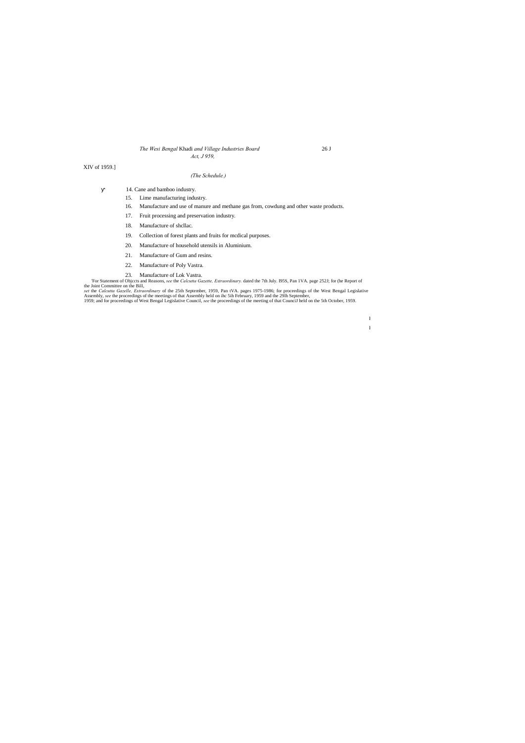XIV of 1959.]

*(The Schedule.)*

14. Cane and bamboo industry.
15. Lime manufacturing industry.
16. Manufacture and use of manure and methane gas from, cowdung and other waste products.
17. Fruit processing and preservation industry.
18. Manufacture of shcllac.
19. Collection of forest plants and fruits for mcdical purposes.
20. Manufacture of household utensils in Aluminium.
21. Manufacture of Gum and resins.
22. Manufacture of Poly Vastra.
23. Manufacture of Lok Vastra.

'For Statement of Objccts and Reasons, *see* the *Calcutta Gazette, Extraordinary.* dated the 7th July. I95S, Pan 1VA. page 252J; for (he Report of the Joint Committee on the Bill, *set* the *Calcutta Gazelle, Extraordinary* of the 25th September, 1959, Pan tVA. pages 1975-1986; for proceedings of the West Bengal Legislative Assembly, *see* the proceedings of the meetings of that Assembly held on ihc 5ih February, 1959 and the 29lh September, 1959; and for proceedings of West Bengal Legislative Council, *see* the proceedings of the meeting of that CounciJ held on the 5th October, 1959.